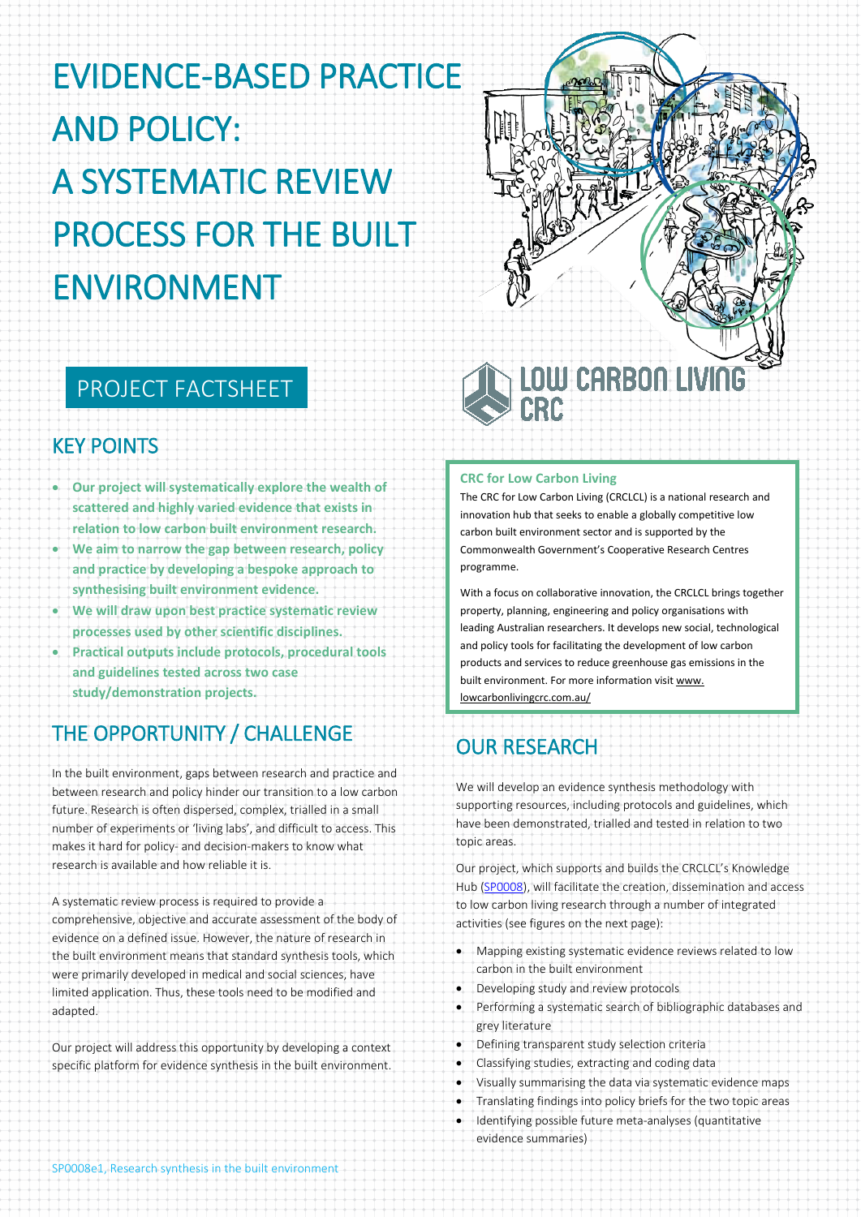# EVIDENCE-BASED PRACTICE AND POLICY: A SYSTEMATIC REVIEW PROCESS FOR THE BUILT ENVIRONMENT

## PROJECT FACTSHEET

LOW CARBON LIVING CRC

## KEY POINTS

- **Our project will systematically explore the wealth of scattered and highly varied evidence that exists in relation to low carbon built environment research.**
- **We aim to narrow the gap between research, policy and practice by developing a bespoke approach to synthesising built environment evidence.**
- **We will draw upon best practice systematic review processes used by other scientific disciplines.**
- **Practical outputs include protocols, procedural tools and guidelines tested across two case study/demonstration projects.**

## THE OPPORTUNITY / CHALLENGE

In the built environment, gaps between research and practice and between research and policy hinder our transition to a low carbon future. Research is often dispersed, complex, trialled in a small number of experiments or 'living labs', and difficult to access. This makes it hard for policy- and decision-makers to know what research is available and how reliable it is.

A systematic review process is required to provide a comprehensive, objective and accurate assessment of the body of evidence on a defined issue. However, the nature of research in the built environment means that standard synthesis tools, which were primarily developed in medical and social sciences, have limited application. Thus, these tools need to be modified and adapted.

Our project will address this opportunity by developing a context specific platform for evidence synthesis in the built environment.

**CRC for Low Carbon Living**

The CRC for Low Carbon Living (CRCLCL) is a national research and innovation hub that seeks to enable a globally competitive low carbon built environment sector and is supported by the Commonwealth Government's Cooperative Research Centres programme.

With a focus on collaborative innovation, the CRCLCL brings together property, planning, engineering and policy organisations with leading Australian researchers. It develops new social, technological and policy tools for facilitating the development of low carbon products and services to reduce greenhouse gas emissions in the built environment. For more information visit www.lowcarbonlivingcrc.com.au/

## OUR RESEARCH

We will develop an evidence synthesis methodology with supporting resources, including protocols and guidelines, which have been demonstrated, trialled and tested in relation to two topic areas.

Our project, which supports and builds the CRCLCL's Knowledge Hub (SP0008), will facilitate the creation, dissemination and access to low carbon living research through a number of integrated activities (see figures on the next page):

- Mapping existing systematic evidence reviews related to low carbon in the built environment
- Developing study and review protocols
- Performing a systematic search of bibliographic databases and grey literature
- Defining transparent study selection criteria
- Classifying studies, extracting and coding data
- Visually summarising the data via systematic evidence maps
- Translating findings into policy briefs for the two topic areas
- Identifying possible future meta-analyses (quantitative evidence summaries)

SP0008e1, Research synthesis in the built environment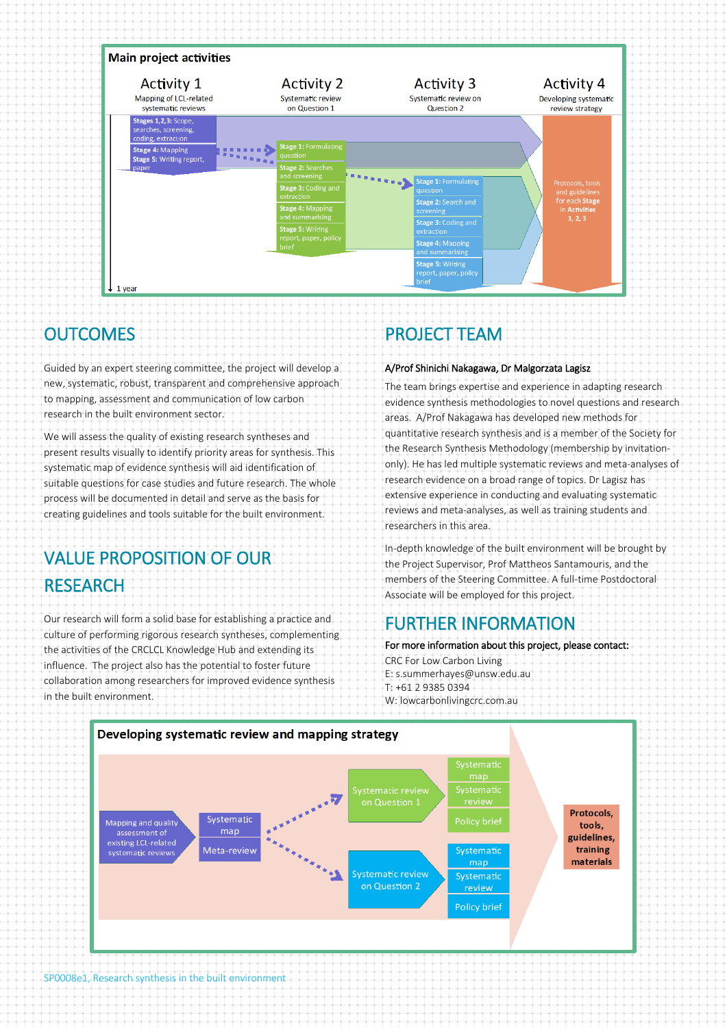**Main project activities**

Activity 1
Mapping of LCL-related systematic reviews

Activity 2
Systematic review on Question 1

Activity 3
Systematic review on Question 2

Activity 4
Developing systematic review strategy

**Stages 1,2,3:** Scope, searches, screening, coding, extraction
**Stage 4:** Mapping
**Stage 5:** Writing report, paper

**Stage 1:** Formulating question
**Stage 2:** Searches and screening
**Stage 3:** Coding and extraction
**Stage 4:** Mapping and summarising
**Stage 5:** Writing report, paper, policy brief

**Stage 1:** Formulating question
**Stage 2:** Search and screening
**Stage 3:** Coding and extraction
**Stage 4:** Mapping and summarising
**Stage 5:** Writing report, paper, policy brief

Protocols, tools and guidelines for each **Stage** in **Activities 1, 2, 3**

1 year

## OUTCOMES

Guided by an expert steering committee, the project will develop a new, systematic, robust, transparent and comprehensive approach to mapping, assessment and communication of low carbon research in the built environment sector.

We will assess the quality of existing research syntheses and present results visually to identify priority areas for synthesis. This systematic map of evidence synthesis will aid identification of suitable questions for case studies and future research. The whole process will be documented in detail and serve as the basis for creating guidelines and tools suitable for the built environment.

## VALUE PROPOSITION OF OUR RESEARCH

Our research will form a solid base for establishing a practice and culture of performing rigorous research syntheses, complementing the activities of the CRCLCL Knowledge Hub and extending its influence. The project also has the potential to foster future collaboration among researchers for improved evidence synthesis in the built environment.

## PROJECT TEAM

A/Prof Shinichi Nakagawa, Dr Malgorzata Lagisz

The team brings expertise and experience in adapting research evidence synthesis methodologies to novel questions and research areas. A/Prof Nakagawa has developed new methods for quantitative research synthesis and is a member of the Society for the Research Synthesis Methodology (membership by invitation-only). He has led multiple systematic reviews and meta-analyses of research evidence on a broad range of topics. Dr Lagisz has extensive experience in conducting and evaluating systematic reviews and meta-analyses, as well as training students and researchers in this area.

In-depth knowledge of the built environment will be brought by the Project Supervisor, Prof Mattheos Santamouris, and the members of the Steering Committee. A full-time Postdoctoral Associate will be employed for this project.

## FURTHER INFORMATION

For more information about this project, please contact:

CRC For Low Carbon Living
E: s.summerhayes@unsw.edu.au
T: +61 2 9385 0394
W: lowcarbonlivingcrc.com.au

**Developing systematic review and mapping strategy**

Mapping and quality assessment of existing LCL-related systematic reviews

Systematic map

Meta-review

Systematic review on Question 1

Systematic map

Systematic review

Policy brief

Systematic review on Question 2

Systematic map

Systematic review

Policy brief

**Protocols, tools, guidelines, training materials**

SP0008e1, Research synthesis in the built environment